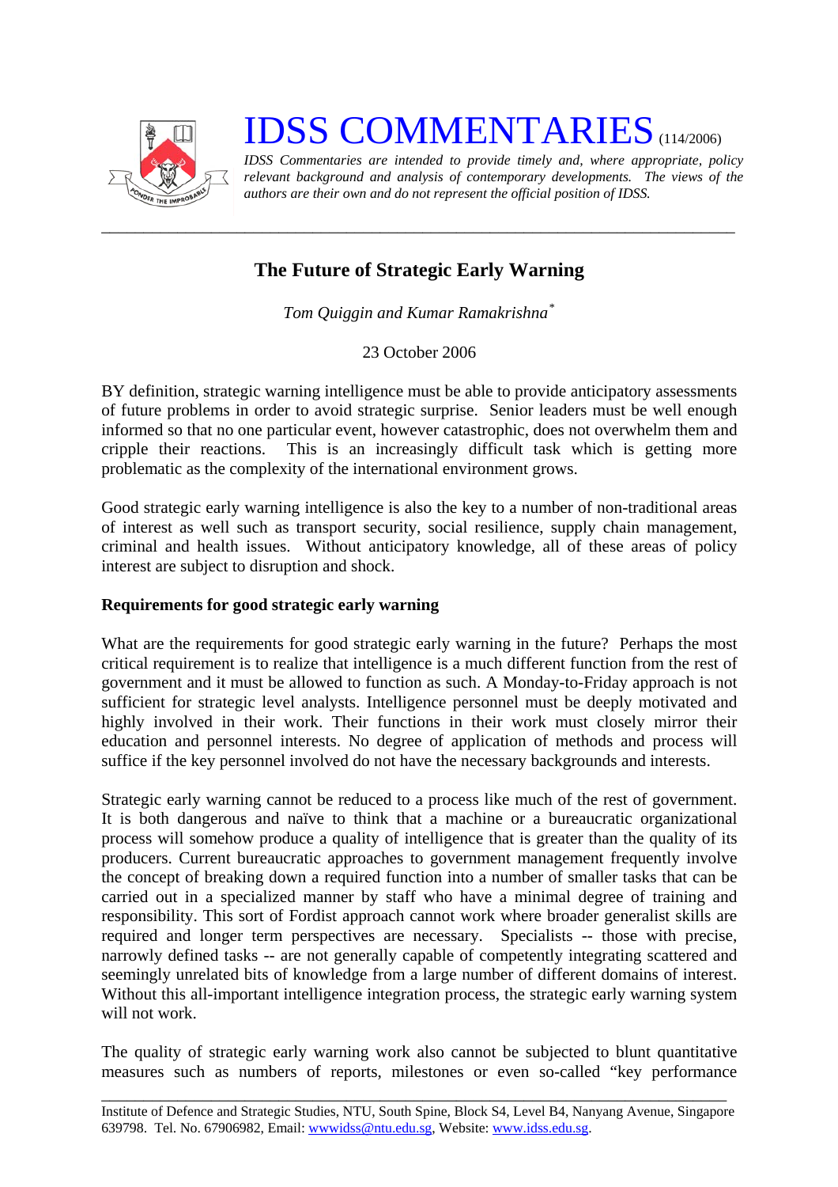# IDSS COMMENTARIES (114/2006)

*IDSS Commentaries are intended to provide timely and, where appropriate, policy relevant background and analysis of contemporary developments. The views of the authors are their own and do not represent the official position of IDSS.*

---

## The Future of Strategic Early Warning

*Tom Quiggin and Kumar Ramakrishna*[*]

23 October 2006

BY definition, strategic warning intelligence must be able to provide anticipatory assessments of future problems in order to avoid strategic surprise. Senior leaders must be well enough informed so that no one particular event, however catastrophic, does not overwhelm them and cripple their reactions. This is an increasingly difficult task which is getting more problematic as the complexity of the international environment grows.

Good strategic early warning intelligence is also the key to a number of non-traditional areas of interest as well such as transport security, social resilience, supply chain management, criminal and health issues. Without anticipatory knowledge, all of these areas of policy interest are subject to disruption and shock.

### Requirements for good strategic early warning

What are the requirements for good strategic early warning in the future? Perhaps the most critical requirement is to realize that intelligence is a much different function from the rest of government and it must be allowed to function as such. A Monday-to-Friday approach is not sufficient for strategic level analysts. Intelligence personnel must be deeply motivated and highly involved in their work. Their functions in their work must closely mirror their education and personnel interests. No degree of application of methods and process will suffice if the key personnel involved do not have the necessary backgrounds and interests.

Strategic early warning cannot be reduced to a process like much of the rest of government. It is both dangerous and naïve to think that a machine or a bureaucratic organizational process will somehow produce a quality of intelligence that is greater than the quality of its producers. Current bureaucratic approaches to government management frequently involve the concept of breaking down a required function into a number of smaller tasks that can be carried out in a specialized manner by staff who have a minimal degree of training and responsibility. This sort of Fordist approach cannot work where broader generalist skills are required and longer term perspectives are necessary. Specialists -- those with precise, narrowly defined tasks -- are not generally capable of competently integrating scattered and seemingly unrelated bits of knowledge from a large number of different domains of interest. Without this all-important intelligence integration process, the strategic early warning system will not work.

The quality of strategic early warning work also cannot be subjected to blunt quantitative measures such as numbers of reports, milestones or even so-called "key performance

---

Institute of Defence and Strategic Studies, NTU, South Spine, Block S4, Level B4, Nanyang Avenue, Singapore 639798. Tel. No. 67906982, Email: wwwidss@ntu.edu.sg, Website: www.idss.edu.sg.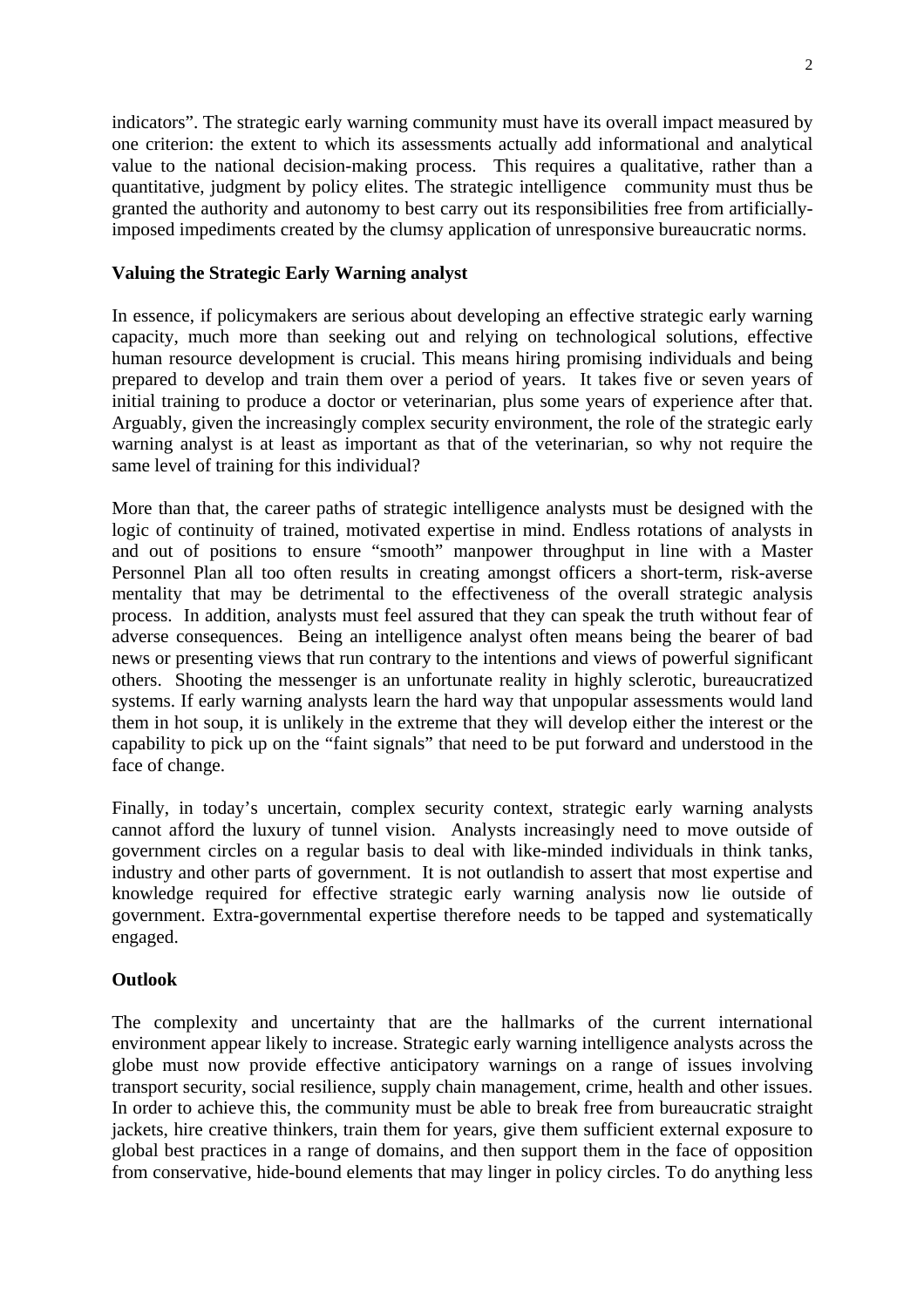indicators". The strategic early warning community must have its overall impact measured by one criterion: the extent to which its assessments actually add informational and analytical value to the national decision-making process. This requires a qualitative, rather than a quantitative, judgment by policy elites. The strategic intelligence community must thus be granted the authority and autonomy to best carry out its responsibilities free from artificially-imposed impediments created by the clumsy application of unresponsive bureaucratic norms.

**Valuing the Strategic Early Warning analyst**

In essence, if policymakers are serious about developing an effective strategic early warning capacity, much more than seeking out and relying on technological solutions, effective human resource development is crucial. This means hiring promising individuals and being prepared to develop and train them over a period of years. It takes five or seven years of initial training to produce a doctor or veterinarian, plus some years of experience after that. Arguably, given the increasingly complex security environment, the role of the strategic early warning analyst is at least as important as that of the veterinarian, so why not require the same level of training for this individual?

More than that, the career paths of strategic intelligence analysts must be designed with the logic of continuity of trained, motivated expertise in mind. Endless rotations of analysts in and out of positions to ensure "smooth" manpower throughput in line with a Master Personnel Plan all too often results in creating amongst officers a short-term, risk-averse mentality that may be detrimental to the effectiveness of the overall strategic analysis process. In addition, analysts must feel assured that they can speak the truth without fear of adverse consequences. Being an intelligence analyst often means being the bearer of bad news or presenting views that run contrary to the intentions and views of powerful significant others. Shooting the messenger is an unfortunate reality in highly sclerotic, bureaucratized systems. If early warning analysts learn the hard way that unpopular assessments would land them in hot soup, it is unlikely in the extreme that they will develop either the interest or the capability to pick up on the "faint signals" that need to be put forward and understood in the face of change.

Finally, in today's uncertain, complex security context, strategic early warning analysts cannot afford the luxury of tunnel vision. Analysts increasingly need to move outside of government circles on a regular basis to deal with like-minded individuals in think tanks, industry and other parts of government. It is not outlandish to assert that most expertise and knowledge required for effective strategic early warning analysis now lie outside of government. Extra-governmental expertise therefore needs to be tapped and systematically engaged.

**Outlook**

The complexity and uncertainty that are the hallmarks of the current international environment appear likely to increase. Strategic early warning intelligence analysts across the globe must now provide effective anticipatory warnings on a range of issues involving transport security, social resilience, supply chain management, crime, health and other issues. In order to achieve this, the community must be able to break free from bureaucratic straight jackets, hire creative thinkers, train them for years, give them sufficient external exposure to global best practices in a range of domains, and then support them in the face of opposition from conservative, hide-bound elements that may linger in policy circles. To do anything less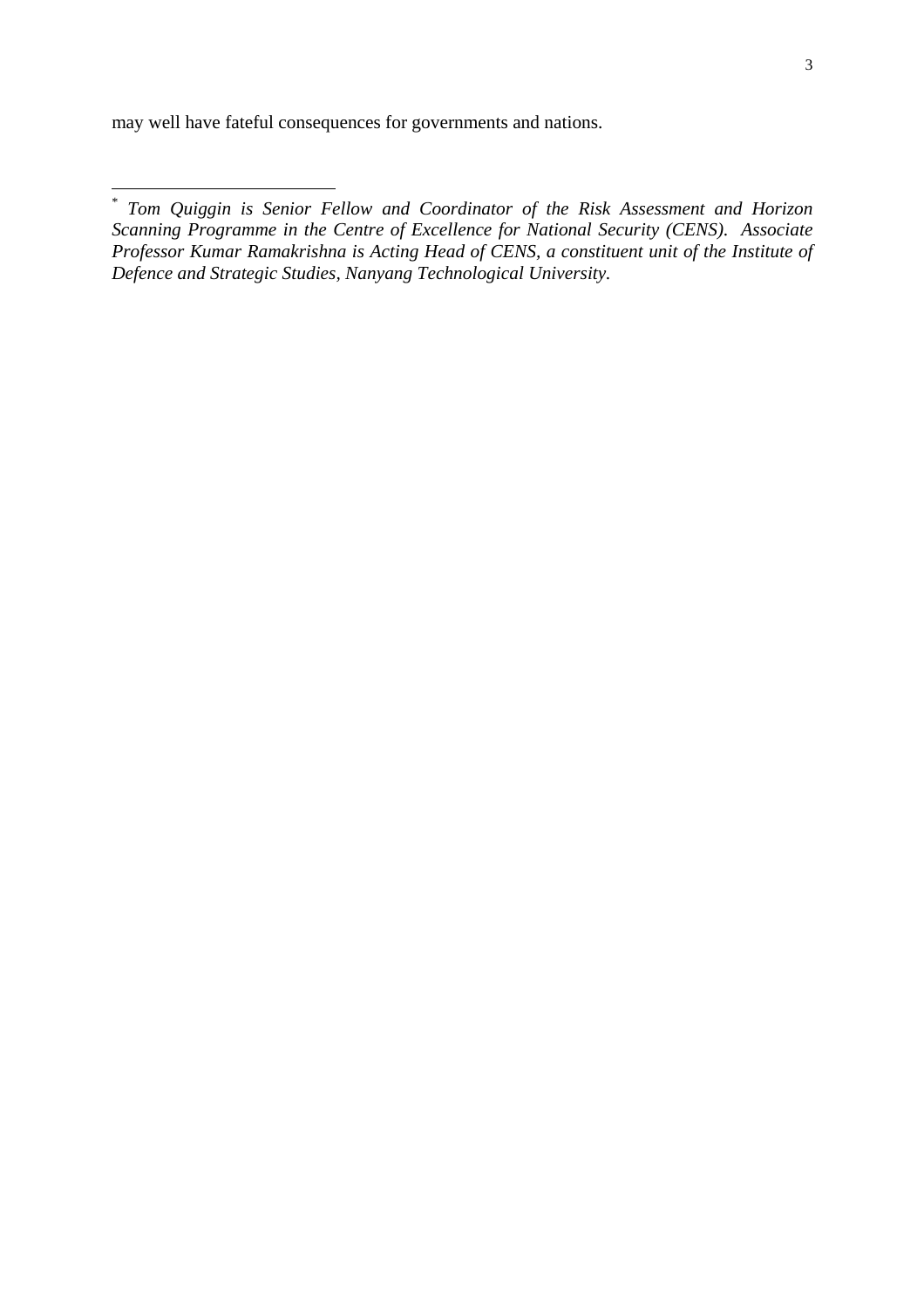may well have fateful consequences for governments and nations.

---

[*] *Tom Quiggin is Senior Fellow and Coordinator of the Risk Assessment and Horizon Scanning Programme in the Centre of Excellence for National Security (CENS). Associate Professor Kumar Ramakrishna is Acting Head of CENS, a constituent unit of the Institute of Defence and Strategic Studies, Nanyang Technological University.*